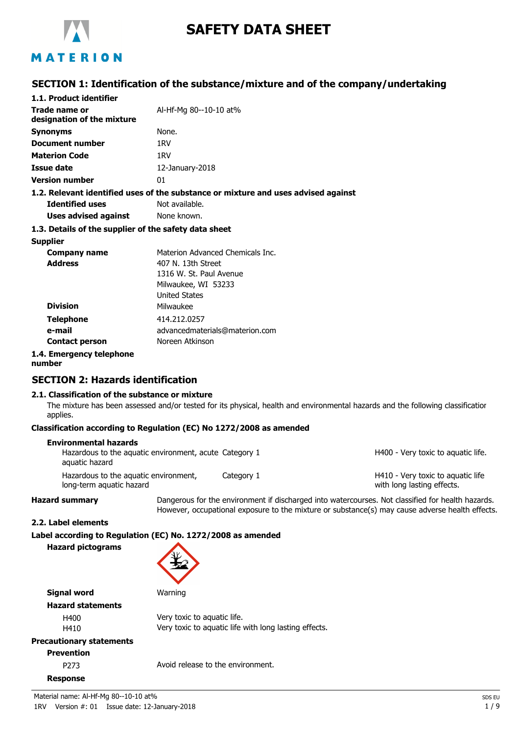# SAFETY DATA SHEET

## SECTION 1: Identification of the substance/mixture and of the company/undertaking

### 1.1. Product identifier

| | |
|---|---|
| **Trade name or designation of the mixture** | Al-Hf-Mg 80--10-10 at% |
| **Synonyms** | None. |
| **Document number** | 1RV |
| **Materion Code** | 1RV |
| **Issue date** | 12-January-2018 |
| **Version number** | 01 |

### 1.2. Relevant identified uses of the substance or mixture and uses advised against

| | |
|---|---|
| **Identified uses** | Not available. |
| **Uses advised against** | None known. |

### 1.3. Details of the supplier of the safety data sheet

**Supplier**

| | |
|---|---|
| **Company name** | Materion Advanced Chemicals Inc. |
| **Address** | 407 N. 13th Street<br>1316 W. St. Paul Avenue<br>Milwaukee, WI 53233<br>United States |
| **Division** | Milwaukee |
| **Telephone** | 414.212.0257 |
| **e-mail** | advancedmaterials@materion.com |
| **Contact person** | Noreen Atkinson |

### 1.4. Emergency telephone number

## SECTION 2: Hazards identification

### 2.1. Classification of the substance or mixture

The mixture has been assessed and/or tested for its physical, health and environmental hazards and the following classification applies.

**Classification according to Regulation (EC) No 1272/2008 as amended**

**Environmental hazards**

| | | |
|---|---|---|
| Hazardous to the aquatic environment, acute aquatic hazard | Category 1 | H400 - Very toxic to aquatic life. |
| Hazardous to the aquatic environment, long-term aquatic hazard | Category 1 | H410 - Very toxic to aquatic life with long lasting effects. |

**Hazard summary** Dangerous for the environment if discharged into watercourses. Not classified for health hazards. However, occupational exposure to the mixture or substance(s) may cause adverse health effects.

### 2.2. Label elements

**Label according to Regulation (EC) No. 1272/2008 as amended**

**Hazard pictograms**

**Signal word** Warning

**Hazard statements**

| | |
|---|---|
| H400 | Very toxic to aquatic life. |
| H410 | Very toxic to aquatic life with long lasting effects. |

**Precautionary statements**

**Prevention**

| | |
|---|---|
| P273 | Avoid release to the environment. |

**Response**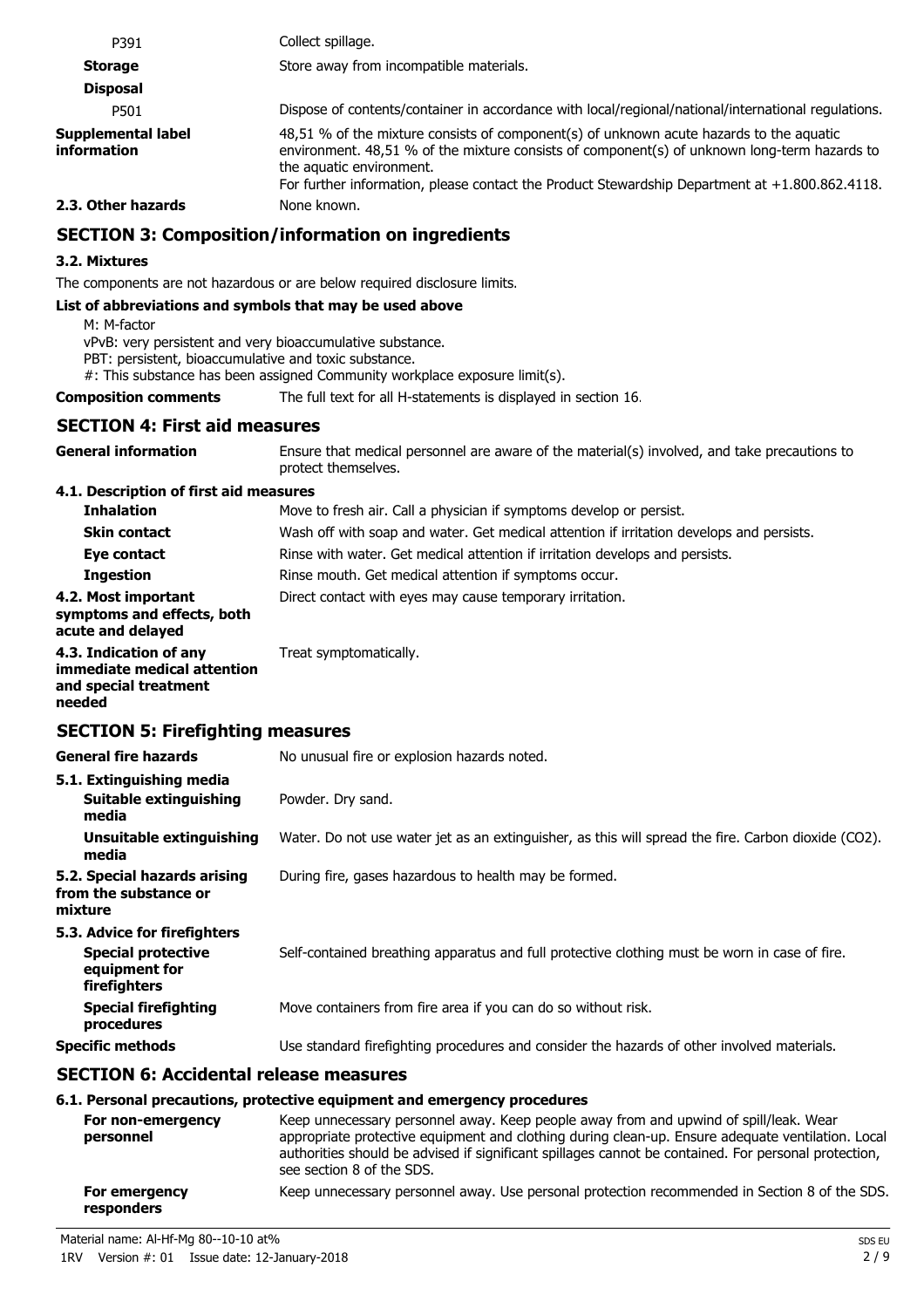| | |
|---|---|
| P391 | Collect spillage. |
| **Storage** | Store away from incompatible materials. |
| **Disposal** | |
| P501 | Dispose of contents/container in accordance with local/regional/national/international regulations. |
| **Supplemental label information** | 48,51 % of the mixture consists of component(s) of unknown acute hazards to the aquatic environment. 48,51 % of the mixture consists of component(s) of unknown long-term hazards to the aquatic environment. For further information, please contact the Product Stewardship Department at +1.800.862.4118. |
| **2.3. Other hazards** | None known. |

## SECTION 3: Composition/information on ingredients

### 3.2. Mixtures

The components are not hazardous or are below required disclosure limits.

**List of abbreviations and symbols that may be used above**

M: M-factor
vPvB: very persistent and very bioaccumulative substance.
PBT: persistent, bioaccumulative and toxic substance.
#: This substance has been assigned Community workplace exposure limit(s).

**Composition comments** The full text for all H-statements is displayed in section 16.

## SECTION 4: First aid measures

| | |
|---|---|
| **General information** | Ensure that medical personnel are aware of the material(s) involved, and take precautions to protect themselves. |
| **4.1. Description of first aid measures** | |
| **Inhalation** | Move to fresh air. Call a physician if symptoms develop or persist. |
| **Skin contact** | Wash off with soap and water. Get medical attention if irritation develops and persists. |
| **Eye contact** | Rinse with water. Get medical attention if irritation develops and persists. |
| **Ingestion** | Rinse mouth. Get medical attention if symptoms occur. |
| **4.2. Most important symptoms and effects, both acute and delayed** | Direct contact with eyes may cause temporary irritation. |
| **4.3. Indication of any immediate medical attention and special treatment needed** | Treat symptomatically. |

## SECTION 5: Firefighting measures

| | |
|---|---|
| **General fire hazards** | No unusual fire or explosion hazards noted. |
| **5.1. Extinguishing media** | |
| **Suitable extinguishing media** | Powder. Dry sand. |
| **Unsuitable extinguishing media** | Water. Do not use water jet as an extinguisher, as this will spread the fire. Carbon dioxide ($CO_2$). |
| **5.2. Special hazards arising from the substance or mixture** | During fire, gases hazardous to health may be formed. |
| **5.3. Advice for firefighters** | |
| **Special protective equipment for firefighters** | Self-contained breathing apparatus and full protective clothing must be worn in case of fire. |
| **Special firefighting procedures** | Move containers from fire area if you can do so without risk. |
| **Specific methods** | Use standard firefighting procedures and consider the hazards of other involved materials. |

## SECTION 6: Accidental release measures

**6.1. Personal precautions, protective equipment and emergency procedures**

| | |
|---|---|
| **For non-emergency personnel** | Keep unnecessary personnel away. Keep people away from and upwind of spill/leak. Wear appropriate protective equipment and clothing during clean-up. Ensure adequate ventilation. Local authorities should be advised if significant spillages cannot be contained. For personal protection, see section 8 of the SDS. |
| **For emergency responders** | Keep unnecessary personnel away. Use personal protection recommended in Section 8 of the SDS. |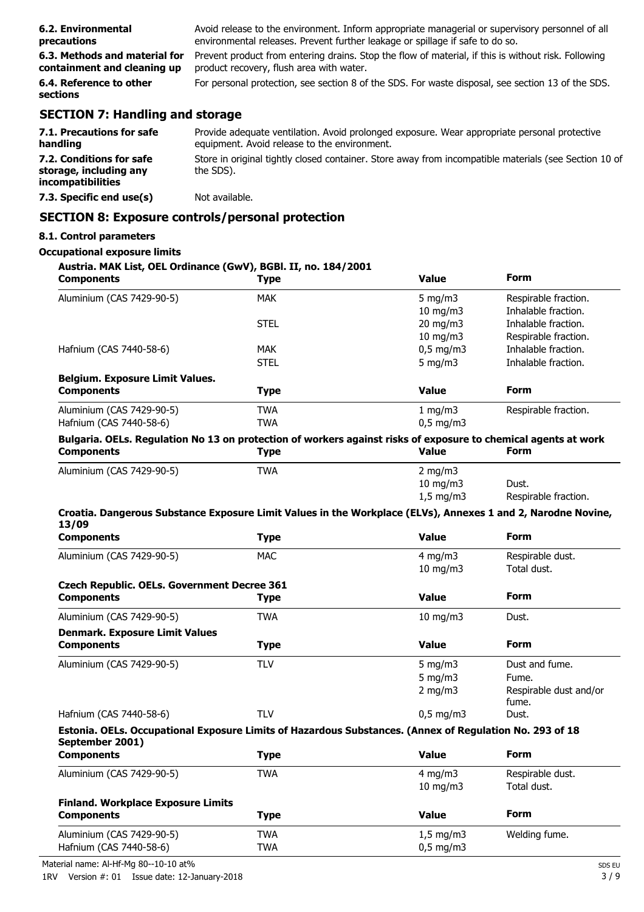| | |
|---|---|
| **6.2. Environmental precautions** | Avoid release to the environment. Inform appropriate managerial or supervisory personnel of all environmental releases. Prevent further leakage or spillage if safe to do so. |
| **6.3. Methods and material for containment and cleaning up** | Prevent product from entering drains. Stop the flow of material, if this is without risk. Following product recovery, flush area with water. |
| **6.4. Reference to other sections** | For personal protection, see section 8 of the SDS. For waste disposal, see section 13 of the SDS. |

## SECTION 7: Handling and storage

| | |
|---|---|
| **7.1. Precautions for safe handling** | Provide adequate ventilation. Avoid prolonged exposure. Wear appropriate personal protective equipment. Avoid release to the environment. |
| **7.2. Conditions for safe storage, including any incompatibilities** | Store in original tightly closed container. Store away from incompatible materials (see Section 10 of the SDS). |
| **7.3. Specific end use(s)** | Not available. |

## SECTION 8: Exposure controls/personal protection

### 8.1. Control parameters

#### Occupational exposure limits

**Austria. MAK List, OEL Ordinance (GwV), BGBl. II, no. 184/2001**

| Components | Type | Value | Form |
|---|---|---|---|
| Aluminium (CAS 7429-90-5) | MAK | 5 mg/m3 | Respirable fraction. |
| | | 10 mg/m3 | Inhalable fraction. |
| | STEL | 20 mg/m3 | Inhalable fraction. |
| | | 10 mg/m3 | Respirable fraction. |
| Hafnium (CAS 7440-58-6) | MAK | 0,5 mg/m3 | Inhalable fraction. |
| | STEL | 5 mg/m3 | Inhalable fraction. |

**Belgium. Exposure Limit Values.**

| Components | Type | Value | Form |
|---|---|---|---|
| Aluminium (CAS 7429-90-5) | TWA | 1 mg/m3 | Respirable fraction. |
| Hafnium (CAS 7440-58-6) | TWA | 0,5 mg/m3 | |

**Bulgaria. OELs. Regulation No 13 on protection of workers against risks of exposure to chemical agents at work**

| Components | Type | Value | Form |
|---|---|---|---|
| Aluminium (CAS 7429-90-5) | TWA | 2 mg/m3 | |
| | | 10 mg/m3 | Dust. |
| | | 1,5 mg/m3 | Respirable fraction. |

**Croatia. Dangerous Substance Exposure Limit Values in the Workplace (ELVs), Annexes 1 and 2, Narodne Novine, 13/09**

| Components | Type | Value | Form |
|---|---|---|---|
| Aluminium (CAS 7429-90-5) | MAC | 4 mg/m3 | Respirable dust. |
| | | 10 mg/m3 | Total dust. |

**Czech Republic. OELs. Government Decree 361**

| Components | Type | Value | Form |
|---|---|---|---|
| Aluminium (CAS 7429-90-5) | TWA | 10 mg/m3 | Dust. |

**Denmark. Exposure Limit Values**

| Components | Type | Value | Form |
|---|---|---|---|
| Aluminium (CAS 7429-90-5) | TLV | 5 mg/m3 | Dust and fume. |
| | | 5 mg/m3 | Fume. |
| | | 2 mg/m3 | Respirable dust and/or fume. |
| Hafnium (CAS 7440-58-6) | TLV | 0,5 mg/m3 | Dust. |

**Estonia. OELs. Occupational Exposure Limits of Hazardous Substances. (Annex of Regulation No. 293 of 18 September 2001)**

| Components | Type | Value | Form |
|---|---|---|---|
| Aluminium (CAS 7429-90-5) | TWA | 4 mg/m3 | Respirable dust. |
| | | 10 mg/m3 | Total dust. |

**Finland. Workplace Exposure Limits**

| Components | Type | Value | Form |
|---|---|---|---|
| Aluminium (CAS 7429-90-5) | TWA | 1,5 mg/m3 | Welding fume. |
| Hafnium (CAS 7440-58-6) | TWA | 0,5 mg/m3 | |

Material name: Al-Hf-Mg 80--10-10 at%

1RV Version #: 01 Issue date: 12-January-2018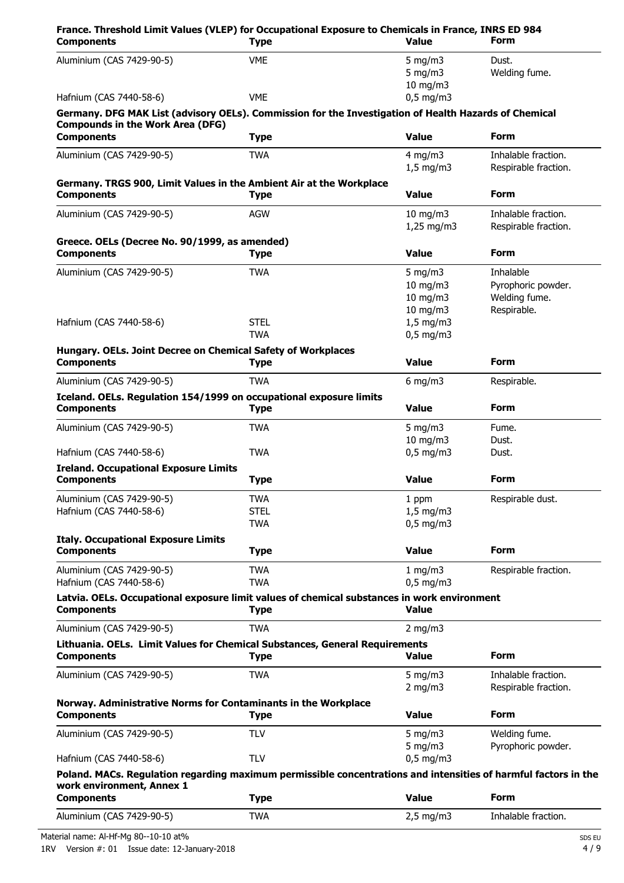**France. Threshold Limit Values (VLEP) for Occupational Exposure to Chemicals in France, INRS ED 984**

| Components | Type | Value | Form |
|---|---|---|---|
| Aluminium (CAS 7429-90-5) | VME | 5 mg/m3 | Dust. |
| | | 5 mg/m3 | Welding fume. |
| | | 10 mg/m3 | |
| Hafnium (CAS 7440-58-6) | VME | 0,5 mg/m3 | |

**Germany. DFG MAK List (advisory OELs). Commission for the Investigation of Health Hazards of Chemical Compounds in the Work Area (DFG)**

| Components | Type | Value | Form |
|---|---|---|---|
| Aluminium (CAS 7429-90-5) | TWA | 4 mg/m3 | Inhalable fraction. |
| | | 1,5 mg/m3 | Respirable fraction. |

**Germany. TRGS 900, Limit Values in the Ambient Air at the Workplace**

| Components | Type | Value | Form |
|---|---|---|---|
| Aluminium (CAS 7429-90-5) | AGW | 10 mg/m3 | Inhalable fraction. |
| | | 1,25 mg/m3 | Respirable fraction. |

**Greece. OELs (Decree No. 90/1999, as amended)**

| Components | Type | Value | Form |
|---|---|---|---|
| Aluminium (CAS 7429-90-5) | TWA | 5 mg/m3 | Inhalable |
| | | 10 mg/m3 | Pyrophoric powder. |
| | | 10 mg/m3 | Welding fume. |
| | | 10 mg/m3 | Respirable. |
| Hafnium (CAS 7440-58-6) | STEL | 1,5 mg/m3 | |
| | TWA | 0,5 mg/m3 | |

**Hungary. OELs. Joint Decree on Chemical Safety of Workplaces**

| Components | Type | Value | Form |
|---|---|---|---|
| Aluminium (CAS 7429-90-5) | TWA | 6 mg/m3 | Respirable. |

**Iceland. OELs. Regulation 154/1999 on occupational exposure limits**

| Components | Type | Value | Form |
|---|---|---|---|
| Aluminium (CAS 7429-90-5) | TWA | 5 mg/m3 | Fume. |
| | | 10 mg/m3 | Dust. |
| Hafnium (CAS 7440-58-6) | TWA | 0,5 mg/m3 | Dust. |

**Ireland. Occupational Exposure Limits**

| Components | Type | Value | Form |
|---|---|---|---|
| Aluminium (CAS 7429-90-5) | TWA | 1 ppm | Respirable dust. |
| Hafnium (CAS 7440-58-6) | STEL | 1,5 mg/m3 | |
| | TWA | 0,5 mg/m3 | |

**Italy. Occupational Exposure Limits**

| Components | Type | Value | Form |
|---|---|---|---|
| Aluminium (CAS 7429-90-5) | TWA | 1 mg/m3 | Respirable fraction. |
| Hafnium (CAS 7440-58-6) | TWA | 0,5 mg/m3 | |

**Latvia. OELs. Occupational exposure limit values of chemical substances in work environment**

| Components | Type | Value |
|---|---|---|
| Aluminium (CAS 7429-90-5) | TWA | 2 mg/m3 |

**Lithuania. OELs. Limit Values for Chemical Substances, General Requirements**

| Components | Type | Value | Form |
|---|---|---|---|
| Aluminium (CAS 7429-90-5) | TWA | 5 mg/m3 | Inhalable fraction. |
| | | 2 mg/m3 | Respirable fraction. |

**Norway. Administrative Norms for Contaminants in the Workplace**

| Components | Type | Value | Form |
|---|---|---|---|
| Aluminium (CAS 7429-90-5) | TLV | 5 mg/m3 | Welding fume. |
| | | 5 mg/m3 | Pyrophoric powder. |
| Hafnium (CAS 7440-58-6) | TLV | 0,5 mg/m3 | |

**Poland. MACs. Regulation regarding maximum permissible concentrations and intensities of harmful factors in the work environment, Annex 1**

| Components | Type | Value | Form |
|---|---|---|---|
| Aluminium (CAS 7429-90-5) | TWA | 2,5 mg/m3 | Inhalable fraction. |

Material name: Al-Hf-Mg 80--10-10 at%

1RV Version #: 01 Issue date: 12-January-2018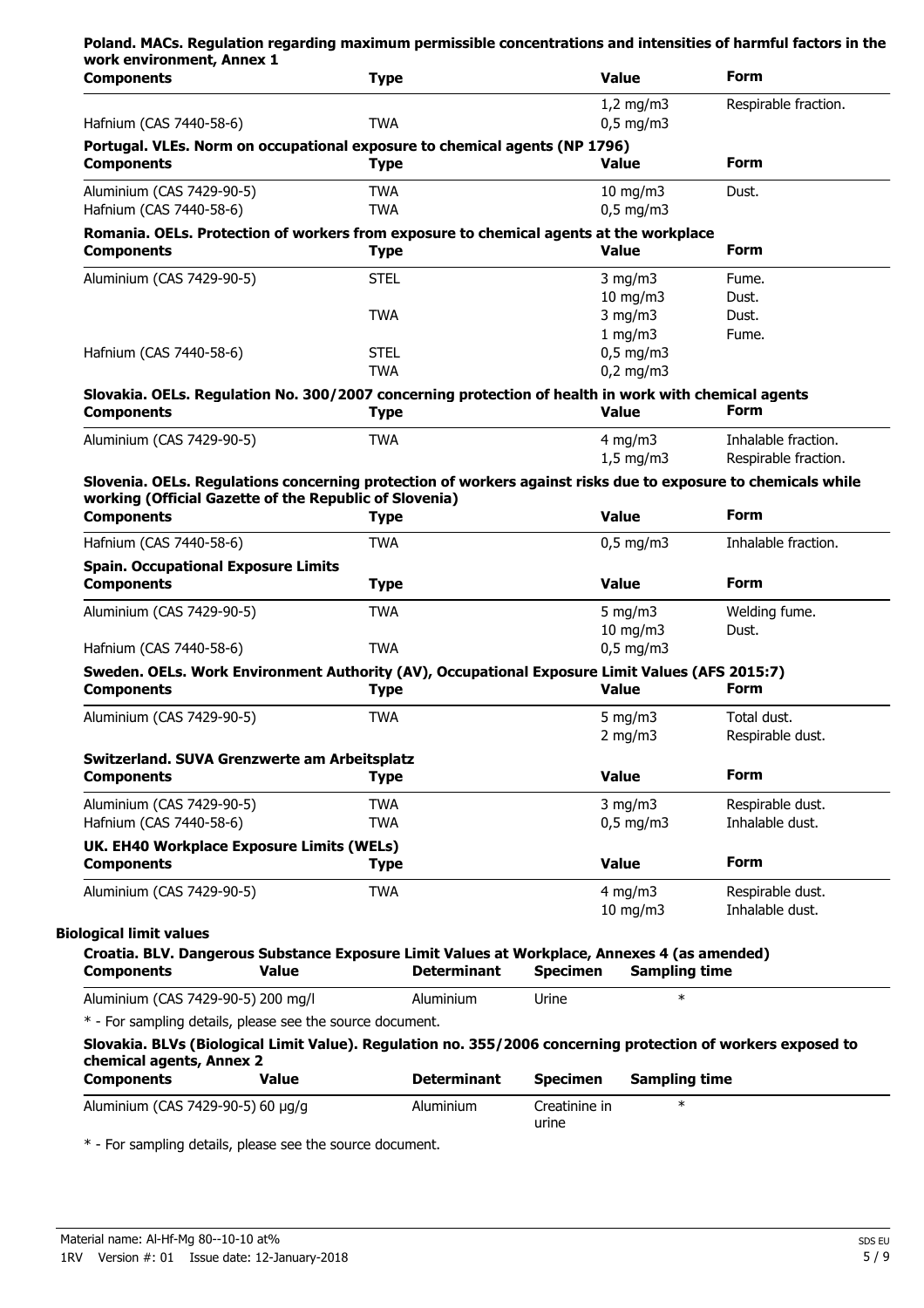**Poland. MACs. Regulation regarding maximum permissible concentrations and intensities of harmful factors in the work environment, Annex 1**

| Components | Type | Value | Form |
|---|---|---|---|
| | | 1,2 mg/m3 | Respirable fraction. |
| Hafnium (CAS 7440-58-6) | TWA | 0,5 mg/m3 | |

**Portugal. VLEs. Norm on occupational exposure to chemical agents (NP 1796)**

| Components | Type | Value | Form |
|---|---|---|---|
| Aluminium (CAS 7429-90-5) | TWA | 10 mg/m3 | Dust. |
| Hafnium (CAS 7440-58-6) | TWA | 0,5 mg/m3 | |

**Romania. OELs. Protection of workers from exposure to chemical agents at the workplace**

| Components | Type | Value | Form |
|---|---|---|---|
| Aluminium (CAS 7429-90-5) | STEL | 3 mg/m3 | Fume. |
| | | 10 mg/m3 | Dust. |
| | TWA | 3 mg/m3 | Dust. |
| | | 1 mg/m3 | Fume. |
| Hafnium (CAS 7440-58-6) | STEL | 0,5 mg/m3 | |
| | TWA | 0,2 mg/m3 | |

**Slovakia. OELs. Regulation No. 300/2007 concerning protection of health in work with chemical agents**

| Components | Type | Value | Form |
|---|---|---|---|
| Aluminium (CAS 7429-90-5) | TWA | 4 mg/m3 | Inhalable fraction. |
| | | 1,5 mg/m3 | Respirable fraction. |

**Slovenia. OELs. Regulations concerning protection of workers against risks due to exposure to chemicals while working (Official Gazette of the Republic of Slovenia)**

| Components | Type | Value | Form |
|---|---|---|---|
| Hafnium (CAS 7440-58-6) | TWA | 0,5 mg/m3 | Inhalable fraction. |

**Spain. Occupational Exposure Limits**

| Components | Type | Value | Form |
|---|---|---|---|
| Aluminium (CAS 7429-90-5) | TWA | 5 mg/m3 | Welding fume. |
| | | 10 mg/m3 | Dust. |
| Hafnium (CAS 7440-58-6) | TWA | 0,5 mg/m3 | |

**Sweden. OELs. Work Environment Authority (AV), Occupational Exposure Limit Values (AFS 2015:7)**

| Components | Type | Value | Form |
|---|---|---|---|
| Aluminium (CAS 7429-90-5) | TWA | 5 mg/m3 | Total dust. |
| | | 2 mg/m3 | Respirable dust. |

**Switzerland. SUVA Grenzwerte am Arbeitsplatz**

| Components | Type | Value | Form |
|---|---|---|---|
| Aluminium (CAS 7429-90-5) | TWA | 3 mg/m3 | Respirable dust. |
| Hafnium (CAS 7440-58-6) | TWA | 0,5 mg/m3 | Inhalable dust. |

**UK. EH40 Workplace Exposure Limits (WELs)**

| Components | Type | Value | Form |
|---|---|---|---|
| Aluminium (CAS 7429-90-5) | TWA | 4 mg/m3 | Respirable dust. |
| | | 10 mg/m3 | Inhalable dust. |

**Biological limit values**

**Croatia. BLV. Dangerous Substance Exposure Limit Values at Workplace, Annexes 4 (as amended)**

| Components | Value | Determinant | Specimen | Sampling time |
|---|---|---|---|---|
| Aluminium (CAS 7429-90-5) | 200 mg/l | Aluminium | Urine | * |

* - For sampling details, please see the source document.

**Slovakia. BLVs (Biological Limit Value). Regulation no. 355/2006 concerning protection of workers exposed to chemical agents, Annex 2**

| Components | Value | Determinant | Specimen | Sampling time |
|---|---|---|---|---|
| Aluminium (CAS 7429-90-5) | 60 µg/g | Aluminium | Creatinine in urine | * |

* - For sampling details, please see the source document.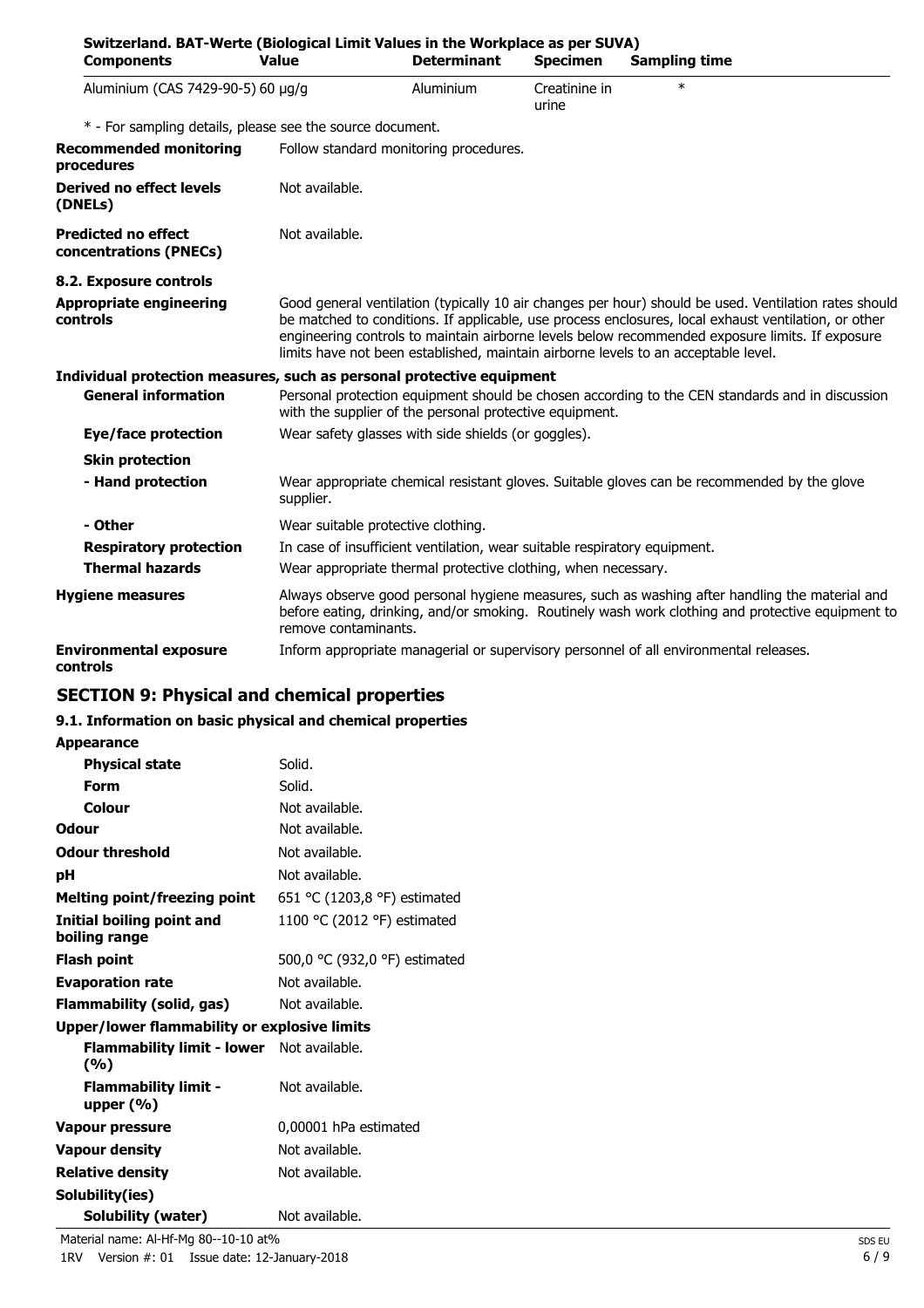**Switzerland. BAT-Werte (Biological Limit Values in the Workplace as per SUVA)**

| Components | Value | Determinant | Specimen | Sampling time |
|---|---|---|---|---|
| Aluminium (CAS 7429-90-5) | 60 µg/g | Aluminium | Creatinine in urine | * |

\* - For sampling details, please see the source document.

| | |
|---|---|
| **Recommended monitoring procedures** | Follow standard monitoring procedures. |
| **Derived no effect levels (DNELs)** | Not available. |
| **Predicted no effect concentrations (PNECs)** | Not available. |

**8.2. Exposure controls**

| | |
|---|---|
| **Appropriate engineering controls** | Good general ventilation (typically 10 air changes per hour) should be used. Ventilation rates should be matched to conditions. If applicable, use process enclosures, local exhaust ventilation, or other engineering controls to maintain airborne levels below recommended exposure limits. If exposure limits have not been established, maintain airborne levels to an acceptable level. |

**Individual protection measures, such as personal protective equipment**

| | |
|---|---|
| **General information** | Personal protection equipment should be chosen according to the CEN standards and in discussion with the supplier of the personal protective equipment. |
| **Eye/face protection** | Wear safety glasses with side shields (or goggles). |
| **Skin protection** | |
| **- Hand protection** | Wear appropriate chemical resistant gloves. Suitable gloves can be recommended by the glove supplier. |
| **- Other** | Wear suitable protective clothing. |
| **Respiratory protection** | In case of insufficient ventilation, wear suitable respiratory equipment. |
| **Thermal hazards** | Wear appropriate thermal protective clothing, when necessary. |
| **Hygiene measures** | Always observe good personal hygiene measures, such as washing after handling the material and before eating, drinking, and/or smoking. Routinely wash work clothing and protective equipment to remove contaminants. |
| **Environmental exposure controls** | Inform appropriate managerial or supervisory personnel of all environmental releases. |

## SECTION 9: Physical and chemical properties

**9.1. Information on basic physical and chemical properties**

| | |
|---|---|
| **Appearance** | |
| **Physical state** | Solid. |
| **Form** | Solid. |
| **Colour** | Not available. |
| **Odour** | Not available. |
| **Odour threshold** | Not available. |
| **pH** | Not available. |
| **Melting point/freezing point** | 651 °C (1203,8 °F) estimated |
| **Initial boiling point and boiling range** | 1100 °C (2012 °F) estimated |
| **Flash point** | 500,0 °C (932,0 °F) estimated |
| **Evaporation rate** | Not available. |
| **Flammability (solid, gas)** | Not available. |
| **Upper/lower flammability or explosive limits** | |
| **Flammability limit - lower (%)** | Not available. |
| **Flammability limit - upper (%)** | Not available. |
| **Vapour pressure** | 0,00001 hPa estimated |
| **Vapour density** | Not available. |
| **Relative density** | Not available. |
| **Solubility(ies)** | |
| **Solubility (water)** | Not available. |

Material name: Al-Hf-Mg 80--10-10 at%

1RV Version #: 01 Issue date: 12-January-2018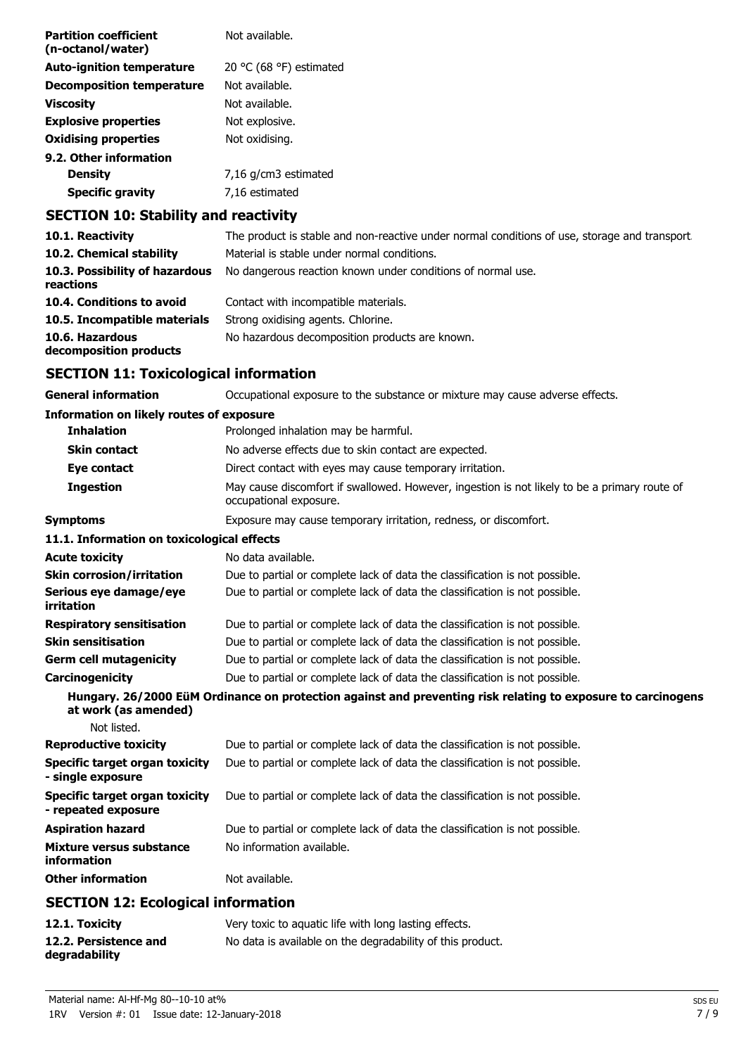| | |
|---|---|
| **Partition coefficient (n-octanol/water)** | Not available. |
| **Auto-ignition temperature** | 20 °C (68 °F) estimated |
| **Decomposition temperature** | Not available. |
| **Viscosity** | Not available. |
| **Explosive properties** | Not explosive. |
| **Oxidising properties** | Not oxidising. |
| **9.2. Other information** | |
| **Density** | 7,16 g/cm3 estimated |
| **Specific gravity** | 7,16 estimated |

## SECTION 10: Stability and reactivity

| | |
|---|---|
| **10.1. Reactivity** | The product is stable and non-reactive under normal conditions of use, storage and transport. |
| **10.2. Chemical stability** | Material is stable under normal conditions. |
| **10.3. Possibility of hazardous reactions** | No dangerous reaction known under conditions of normal use. |
| **10.4. Conditions to avoid** | Contact with incompatible materials. |
| **10.5. Incompatible materials** | Strong oxidising agents. Chlorine. |
| **10.6. Hazardous decomposition products** | No hazardous decomposition products are known. |

## SECTION 11: Toxicological information

| | |
|---|---|
| **General information** | Occupational exposure to the substance or mixture may cause adverse effects. |
| **Information on likely routes of exposure** | |
| **Inhalation** | Prolonged inhalation may be harmful. |
| **Skin contact** | No adverse effects due to skin contact are expected. |
| **Eye contact** | Direct contact with eyes may cause temporary irritation. |
| **Ingestion** | May cause discomfort if swallowed. However, ingestion is not likely to be a primary route of occupational exposure. |
| **Symptoms** | Exposure may cause temporary irritation, redness, or discomfort. |
| **11.1. Information on toxicological effects** | |
| **Acute toxicity** | No data available. |
| **Skin corrosion/irritation** | Due to partial or complete lack of data the classification is not possible. |
| **Serious eye damage/eye irritation** | Due to partial or complete lack of data the classification is not possible. |
| **Respiratory sensitisation** | Due to partial or complete lack of data the classification is not possible. |
| **Skin sensitisation** | Due to partial or complete lack of data the classification is not possible. |
| **Germ cell mutagenicity** | Due to partial or complete lack of data the classification is not possible. |
| **Carcinogenicity** | Due to partial or complete lack of data the classification is not possible. |

**Hungary. 26/2000 EüM Ordinance on protection against and preventing risk relating to exposure to carcinogens at work (as amended)**

Not listed.

| | |
|---|---|
| **Reproductive toxicity** | Due to partial or complete lack of data the classification is not possible. |
| **Specific target organ toxicity - single exposure** | Due to partial or complete lack of data the classification is not possible. |
| **Specific target organ toxicity - repeated exposure** | Due to partial or complete lack of data the classification is not possible. |
| **Aspiration hazard** | Due to partial or complete lack of data the classification is not possible. |
| **Mixture versus substance information** | No information available. |
| **Other information** | Not available. |

## SECTION 12: Ecological information

| | |
|---|---|
| **12.1. Toxicity** | Very toxic to aquatic life with long lasting effects. |
| **12.2. Persistence and degradability** | No data is available on the degradability of this product. |

Material name: Al-Hf-Mg 80--10-10 at%

1RV Version #: 01 Issue date: 12-January-2018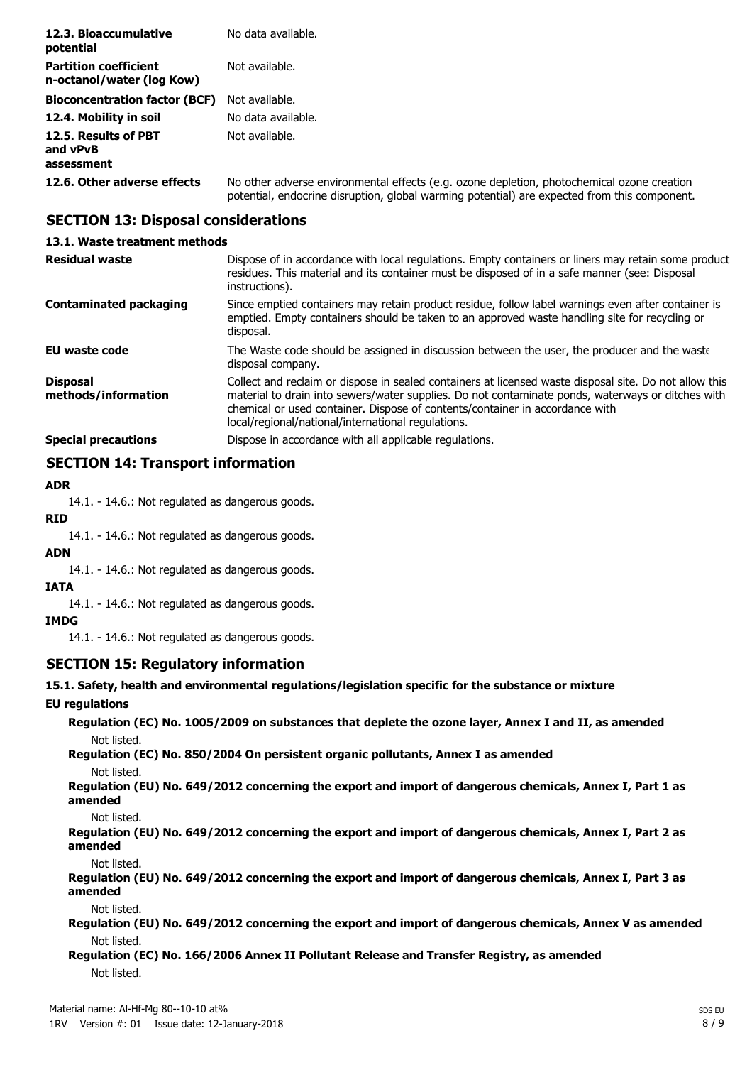| | |
|---|---|
| **12.3. Bioaccumulative potential** | No data available. |
| **Partition coefficient n-octanol/water (log Kow)** | Not available. |
| **Bioconcentration factor (BCF)** | Not available. |
| **12.4. Mobility in soil** | No data available. |
| **12.5. Results of PBT and vPvB assessment** | Not available. |
| **12.6. Other adverse effects** | No other adverse environmental effects (e.g. ozone depletion, photochemical ozone creation potential, endocrine disruption, global warming potential) are expected from this component. |

## SECTION 13: Disposal considerations

### 13.1. Waste treatment methods

| | |
|---|---|
| **Residual waste** | Dispose of in accordance with local regulations. Empty containers or liners may retain some product residues. This material and its container must be disposed of in a safe manner (see: Disposal instructions). |
| **Contaminated packaging** | Since emptied containers may retain product residue, follow label warnings even after container is emptied. Empty containers should be taken to an approved waste handling site for recycling or disposal. |
| **EU waste code** | The Waste code should be assigned in discussion between the user, the producer and the waste disposal company. |
| **Disposal methods/information** | Collect and reclaim or dispose in sealed containers at licensed waste disposal site. Do not allow this material to drain into sewers/water supplies. Do not contaminate ponds, waterways or ditches with chemical or used container. Dispose of contents/container in accordance with local/regional/national/international regulations. |
| **Special precautions** | Dispose in accordance with all applicable regulations. |

## SECTION 14: Transport information

**ADR**

14.1. - 14.6.: Not regulated as dangerous goods.

**RID**

14.1. - 14.6.: Not regulated as dangerous goods.

**ADN**

14.1. - 14.6.: Not regulated as dangerous goods.

**IATA**

14.1. - 14.6.: Not regulated as dangerous goods.

**IMDG**

14.1. - 14.6.: Not regulated as dangerous goods.

## SECTION 15: Regulatory information

### 15.1. Safety, health and environmental regulations/legislation specific for the substance or mixture

**EU regulations**

**Regulation (EC) No. 1005/2009 on substances that deplete the ozone layer, Annex I and II, as amended**

Not listed.

**Regulation (EC) No. 850/2004 On persistent organic pollutants, Annex I as amended**

Not listed.

**Regulation (EU) No. 649/2012 concerning the export and import of dangerous chemicals, Annex I, Part 1 as amended**

Not listed.

**Regulation (EU) No. 649/2012 concerning the export and import of dangerous chemicals, Annex I, Part 2 as amended**

Not listed.

**Regulation (EU) No. 649/2012 concerning the export and import of dangerous chemicals, Annex I, Part 3 as amended**

Not listed.

**Regulation (EU) No. 649/2012 concerning the export and import of dangerous chemicals, Annex V as amended**

Not listed.

**Regulation (EC) No. 166/2006 Annex II Pollutant Release and Transfer Registry, as amended**

Not listed.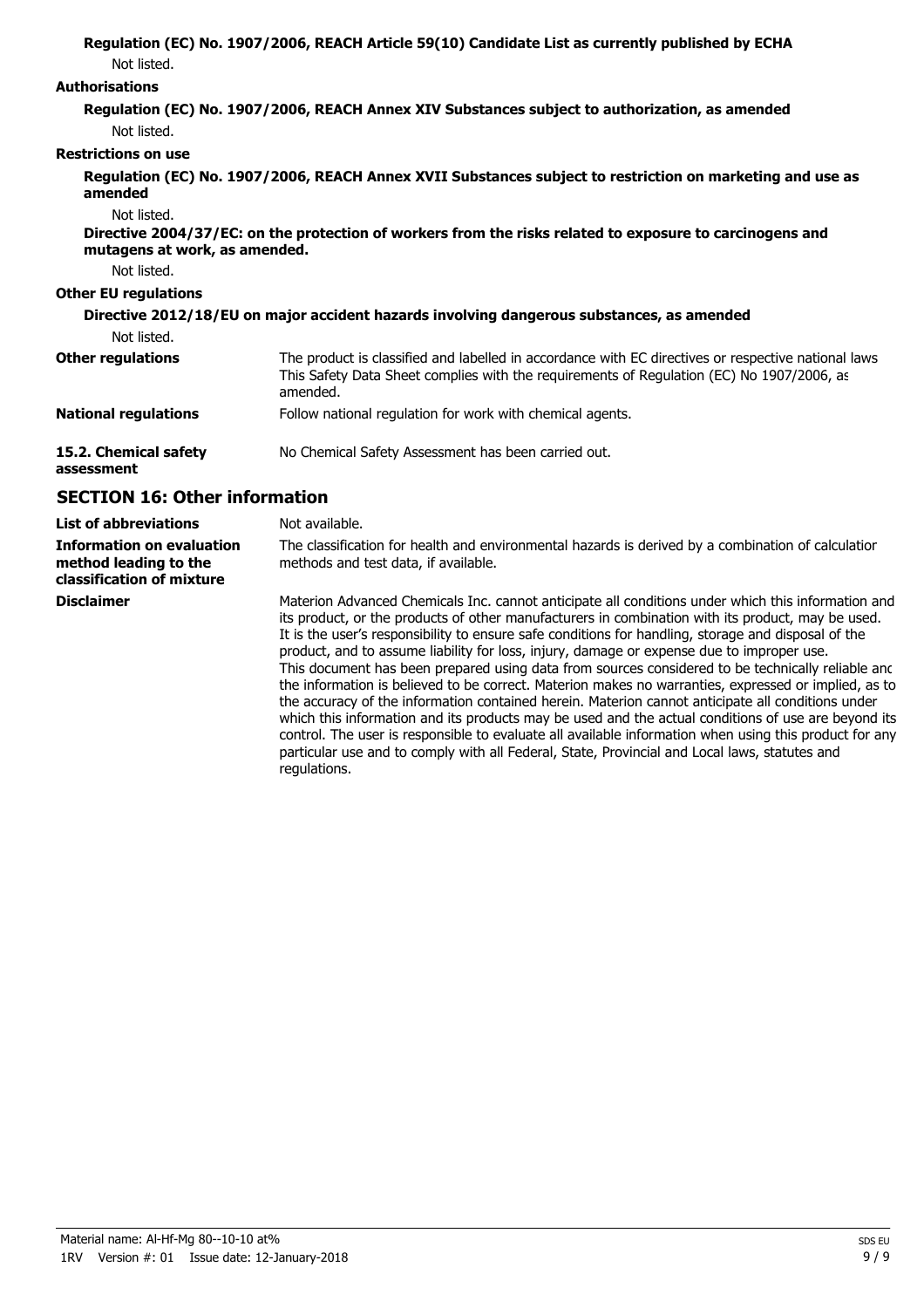**Regulation (EC) No. 1907/2006, REACH Article 59(10) Candidate List as currently published by ECHA**

Not listed.

**Authorisations**

**Regulation (EC) No. 1907/2006, REACH Annex XIV Substances subject to authorization, as amended**

Not listed.

**Restrictions on use**

**Regulation (EC) No. 1907/2006, REACH Annex XVII Substances subject to restriction on marketing and use as amended**

Not listed.

**Directive 2004/37/EC: on the protection of workers from the risks related to exposure to carcinogens and mutagens at work, as amended.**

Not listed.

**Other EU regulations**

**Directive 2012/18/EU on major accident hazards involving dangerous substances, as amended**

Not listed.

**Other regulations** The product is classified and labelled in accordance with EC directives or respective national laws. This Safety Data Sheet complies with the requirements of Regulation (EC) No 1907/2006, as amended.

**National regulations** Follow national regulation for work with chemical agents.

**15.2. Chemical safety assessment** No Chemical Safety Assessment has been carried out.

## SECTION 16: Other information

**List of abbreviations** Not available.

**Information on evaluation method leading to the classification of mixture** The classification for health and environmental hazards is derived by a combination of calculation methods and test data, if available.

**Disclaimer** Materion Advanced Chemicals Inc. cannot anticipate all conditions under which this information and its product, or the products of other manufacturers in combination with its product, may be used. It is the user's responsibility to ensure safe conditions for handling, storage and disposal of the product, and to assume liability for loss, injury, damage or expense due to improper use. This document has been prepared using data from sources considered to be technically reliable and the information is believed to be correct. Materion makes no warranties, expressed or implied, as to the accuracy of the information contained herein. Materion cannot anticipate all conditions under which this information and its products may be used and the actual conditions of use are beyond its control. The user is responsible to evaluate all available information when using this product for any particular use and to comply with all Federal, State, Provincial and Local laws, statutes and regulations.